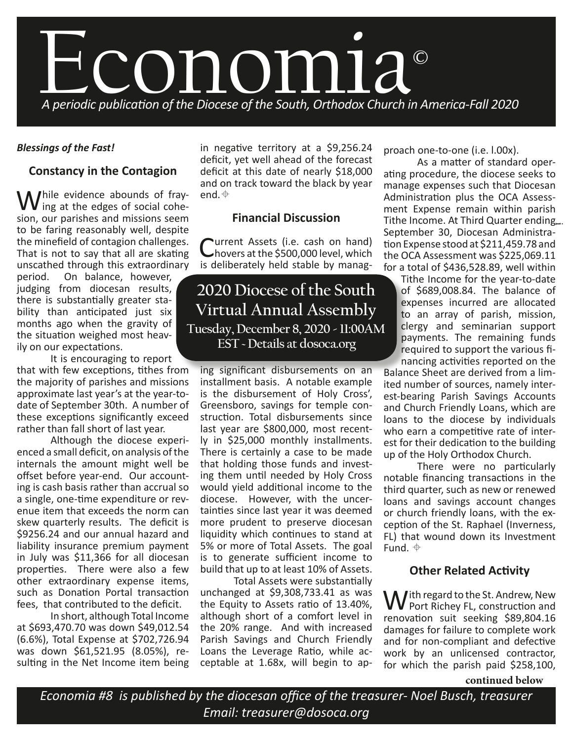# Economia©

*A periodic publication of the Diocese of the South, Orthodox Church in America-Fall 2020*

***Blessings of the Fast!***

## Constancy in the Contagion

While evidence abounds of fraying at the edges of social cohesion, our parishes and missions seem to be faring reasonably well, despite the minefield of contagion challenges. That is not to say that all are skating unscathed through this extraordinary period. On balance, however, judging from diocesan results, there is substantially greater stability than anticipated just six months ago when the gravity of the situation weighed most heavily on our expectations.

It is encouraging to report that with few exceptions, tithes from the majority of parishes and missions approximate last year's at the year-to-date of September 30th. A number of these exceptions significantly exceed rather than fall short of last year.

Although the diocese experienced a small deficit, on analysis of the internals the amount might well be offset before year-end. Our accounting is cash basis rather than accrual so a single, one-time expenditure or revenue item that exceeds the norm can skew quarterly results. The deficit is $9256.24 and our annual hazard and liability insurance premium payment in July was $11,366 for all diocesan properties. There were also a few other extraordinary expense items, such as Donation Portal transaction fees, that contributed to the deficit.

In short, although Total Income at $693,470.70 was down $49,012.54 (6.6%), Total Expense at $702,726.94 was down $61,521.95 (8.05%), resulting in the Net Income item being in negative territory at a $9,256.24 deficit, yet well ahead of the forecast deficit at this date of nearly $18,000 and on track toward the black by year end. ⌖

**2020 Diocese of the South Virtual Annual Assembly**
**Tuesday, December 8, 2020 - 11:00AM EST - Details at dosoca.org**

## Financial Discussion

Current Assets (i.e. cash on hand) hovers at the $500,000 level, which is deliberately held stable by managing significant disbursements on an installment basis. A notable example is the disbursement of Holy Cross', Greensboro, savings for temple construction. Total disbursements since last year are $800,000, most recently in $25,000 monthly installments. There is certainly a case to be made that holding those funds and investing them until needed by Holy Cross would yield additional income to the diocese. However, with the uncertainties since last year it was deemed more prudent to preserve diocesan liquidity which continues to stand at 5% or more of Total Assets. The goal is to generate sufficient income to build that up to at least 10% of Assets.

Total Assets were substantially unchanged at $9,308,733.41 as was the Equity to Assets ratio of 13.40%, although short of a comfort level in the 20% range. And with increased Parish Savings and Church Friendly Loans the Leverage Ratio, while acceptable at 1.68x, will begin to approach one-to-one (i.e. l.00x).

As a matter of standard operating procedure, the diocese seeks to manage expenses such that Diocesan Administration plus the OCA Assessment Expense remain within parish Tithe Income. At Third Quarter ending September 30, Diocesan Administration Expense stood at $211,459.78 and the OCA Assessment was $225,069.11 for a total of $436,528.89, well within Tithe Income for the year-to-date of $689,008.84. The balance of expenses incurred are allocated to an array of parish, mission, clergy and seminarian support payments. The remaining funds required to support the various financing activities reported on the Balance Sheet are derived from a limited number of sources, namely interest-bearing Parish Savings Accounts and Church Friendly Loans, which are loans to the diocese by individuals who earn a competitive rate of interest for their dedication to the building up of the Holy Orthodox Church.

There were no particularly notable financing transactions in the third quarter, such as new or renewed loans and savings account changes or church friendly loans, with the exception of the St. Raphael (Inverness, FL) that wound down its Investment Fund. ⌖

## Other Related Activity

With regard to the St. Andrew, New Port Richey FL, construction and renovation suit seeking $89,804.16 damages for failure to complete work and for non-compliant and defective work by an unlicensed contractor, for which the parish paid $258,100,

**continued below**

*Economia #8 is published by the diocesan office of the treasurer- Noel Busch, treasurer*
*Email: treasurer@dosoca.org*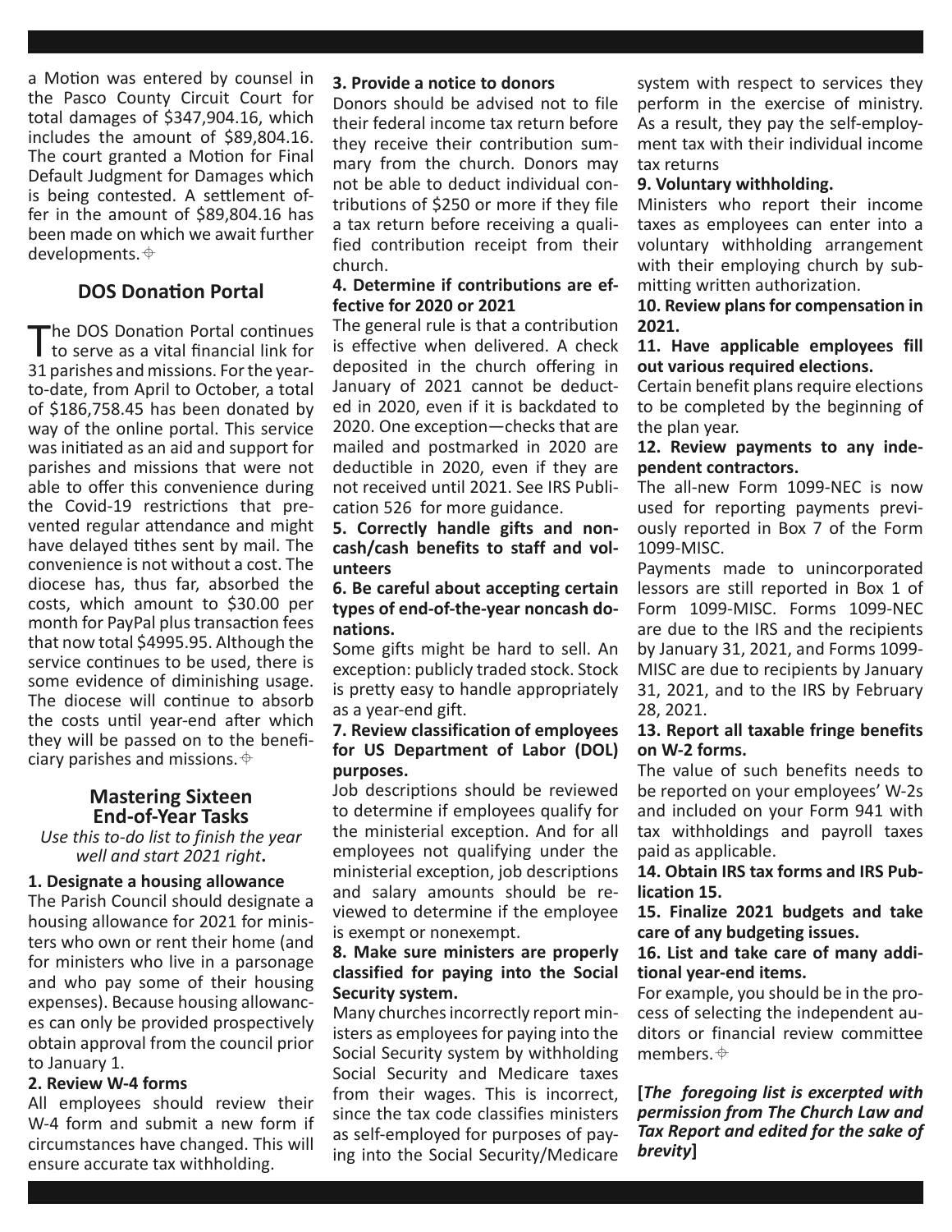a Motion was entered by counsel in the Pasco County Circuit Court for total damages of $347,904.16, which includes the amount of $89,804.16. The court granted a Motion for Final Default Judgment for Damages which is being contested. A settlement offer in the amount of $89,804.16 has been made on which we await further developments. ⌖

## DOS Donation Portal

The DOS Donation Portal continues to serve as a vital financial link for 31 parishes and missions. For the year-to-date, from April to October, a total of $186,758.45 has been donated by way of the online portal. This service was initiated as an aid and support for parishes and missions that were not able to offer this convenience during the Covid-19 restrictions that prevented regular attendance and might have delayed tithes sent by mail. The convenience is not without a cost. The diocese has, thus far, absorbed the costs, which amount to $30.00 per month for PayPal plus transaction fees that now total $4995.95. Although the service continues to be used, there is some evidence of diminishing usage. The diocese will continue to absorb the costs until year-end after which they will be passed on to the beneficiary parishes and missions. ⌖

## Mastering Sixteen End-of-Year Tasks

*Use this to-do list to finish the year well and start 2021 right*.

**1. Designate a housing allowance**

The Parish Council should designate a housing allowance for 2021 for ministers who own or rent their home (and for ministers who live in a parsonage and who pay some of their housing expenses). Because housing allowances can only be provided prospectively obtain approval from the council prior to January 1.

**2. Review W-4 forms**

All employees should review their W-4 form and submit a new form if circumstances have changed. This will ensure accurate tax withholding.

**3. Provide a notice to donors**

Donors should be advised not to file their federal income tax return before they receive their contribution summary from the church. Donors may not be able to deduct individual contributions of $250 or more if they file a tax return before receiving a qualified contribution receipt from their church.

**4. Determine if contributions are effective for 2020 or 2021**

The general rule is that a contribution is effective when delivered. A check deposited in the church offering in January of 2021 cannot be deducted in 2020, even if it is backdated to 2020. One exception—checks that are mailed and postmarked in 2020 are deductible in 2020, even if they are not received until 2021. See IRS Publication 526 for more guidance.

**5. Correctly handle gifts and noncash/cash benefits to staff and volunteers**

**6. Be careful about accepting certain types of end-of-the-year noncash donations.**

Some gifts might be hard to sell. An exception: publicly traded stock. Stock is pretty easy to handle appropriately as a year-end gift.

**7. Review classification of employees for US Department of Labor (DOL) purposes.**

Job descriptions should be reviewed to determine if employees qualify for the ministerial exception. And for all employees not qualifying under the ministerial exception, job descriptions and salary amounts should be reviewed to determine if the employee is exempt or nonexempt.

**8. Make sure ministers are properly classified for paying into the Social Security system.**

Many churches incorrectly report ministers as employees for paying into the Social Security system by withholding Social Security and Medicare taxes from their wages. This is incorrect, since the tax code classifies ministers as self-employed for purposes of paying into the Social Security/Medicare system with respect to services they perform in the exercise of ministry. As a result, they pay the self-employment tax with their individual income tax returns

**9. Voluntary withholding.**

Ministers who report their income taxes as employees can enter into a voluntary withholding arrangement with their employing church by submitting written authorization.

**10. Review plans for compensation in 2021.**

**11. Have applicable employees fill out various required elections.**

Certain benefit plans require elections to be completed by the beginning of the plan year.

**12. Review payments to any independent contractors.**

The all-new Form 1099-NEC is now used for reporting payments previously reported in Box 7 of the Form 1099-MISC.

Payments made to unincorporated lessors are still reported in Box 1 of Form 1099-MISC. Forms 1099-NEC are due to the IRS and the recipients by January 31, 2021, and Forms 1099-MISC are due to recipients by January 31, 2021, and to the IRS by February 28, 2021.

**13. Report all taxable fringe benefits on W-2 forms.**

The value of such benefits needs to be reported on your employees' W-2s and included on your Form 941 with tax withholdings and payroll taxes paid as applicable.

**14. Obtain IRS tax forms and IRS Publication 15.**

**15. Finalize 2021 budgets and take care of any budgeting issues.**

**16. List and take care of many additional year-end items.**

For example, you should be in the process of selecting the independent auditors or financial review committee members. ⌖

**[*The foregoing list is excerpted with permission from The Church Law and Tax Report and edited for the sake of brevity*]**